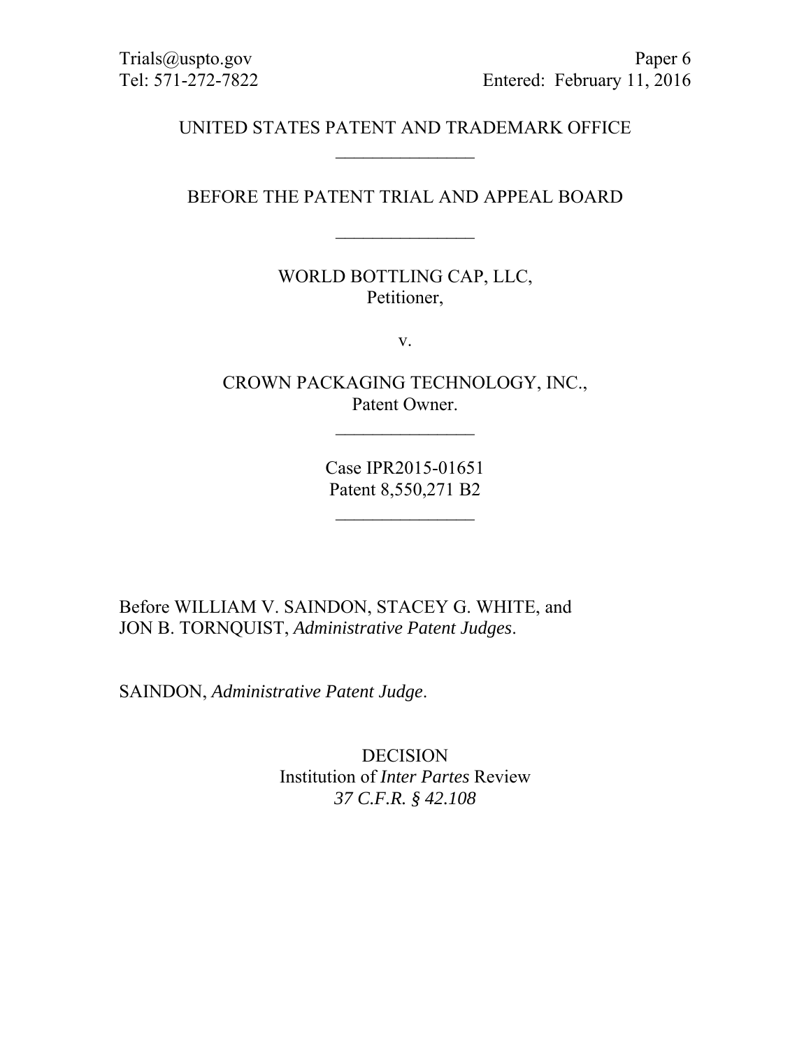Trials@uspto.gov  
Tel: 571-272-7822

Paper 6  
Entered: February 11, 2016

UNITED STATES PATENT AND TRADEMARK OFFICE

\_\_\_\_\_\_\_\_\_\_\_\_\_\_\_

BEFORE THE PATENT TRIAL AND APPEAL BOARD

\_\_\_\_\_\_\_\_\_\_\_\_\_\_\_

WORLD BOTTLING CAP, LLC,  
Petitioner,

v.

CROWN PACKAGING TECHNOLOGY, INC.,  
Patent Owner.

\_\_\_\_\_\_\_\_\_\_\_\_\_\_\_

Case IPR2015-01651  
Patent 8,550,271 B2

\_\_\_\_\_\_\_\_\_\_\_\_\_\_\_

Before WILLIAM V. SAINDON, STACEY G. WHITE, and JON B. TORNQUIST, *Administrative Patent Judges*.

SAINDON, *Administrative Patent Judge*.

DECISION  
Institution of *Inter Partes* Review  
*37 C.F.R. § 42.108*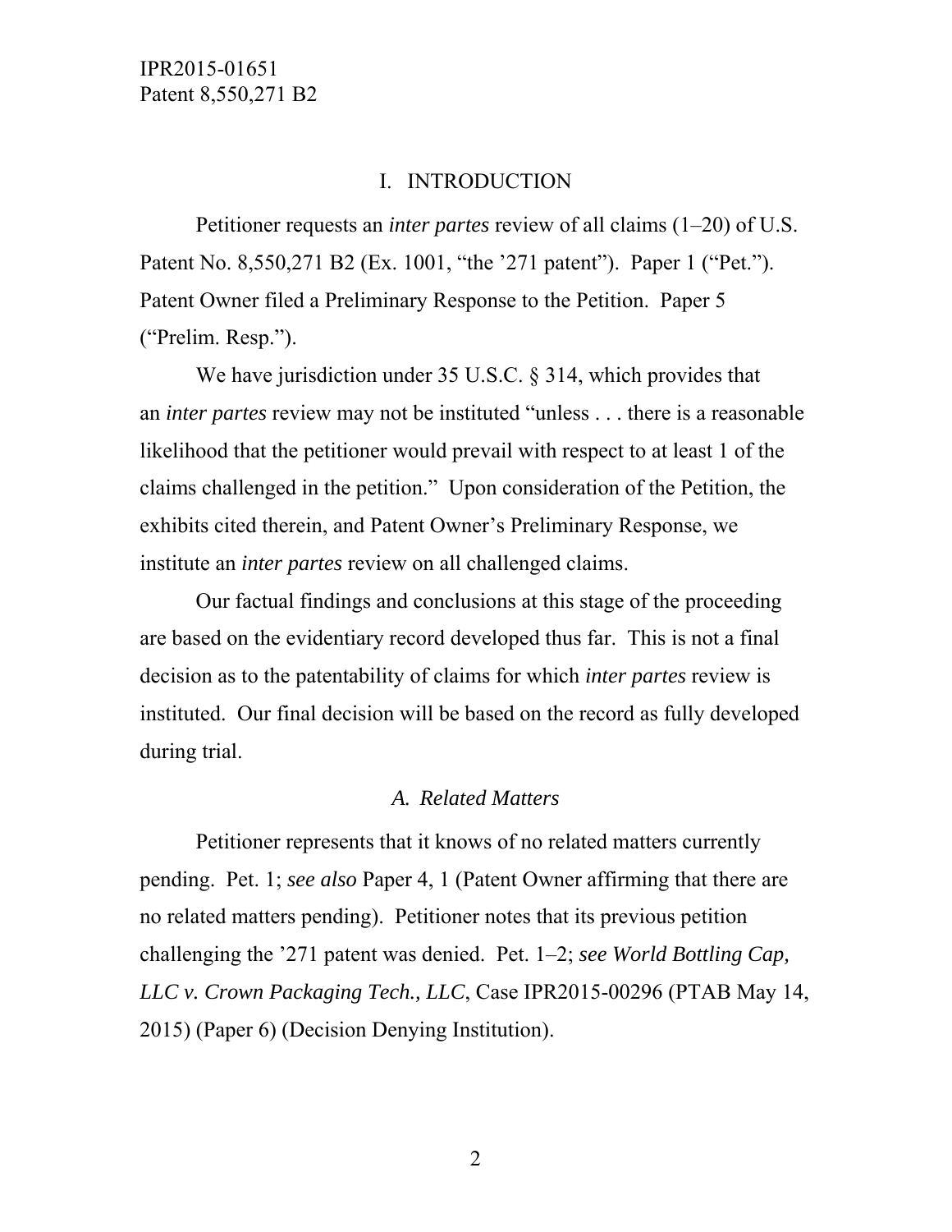## I. INTRODUCTION

Petitioner requests an *inter partes* review of all claims (1–20) of U.S. Patent No. 8,550,271 B2 (Ex. 1001, "the '271 patent"). Paper 1 ("Pet."). Patent Owner filed a Preliminary Response to the Petition. Paper 5 ("Prelim. Resp.").

We have jurisdiction under 35 U.S.C. § 314, which provides that an *inter partes* review may not be instituted "unless . . . there is a reasonable likelihood that the petitioner would prevail with respect to at least 1 of the claims challenged in the petition." Upon consideration of the Petition, the exhibits cited therein, and Patent Owner's Preliminary Response, we institute an *inter partes* review on all challenged claims.

Our factual findings and conclusions at this stage of the proceeding are based on the evidentiary record developed thus far. This is not a final decision as to the patentability of claims for which *inter partes* review is instituted. Our final decision will be based on the record as fully developed during trial.

### *A. Related Matters*

Petitioner represents that it knows of no related matters currently pending. Pet. 1; *see also* Paper 4, 1 (Patent Owner affirming that there are no related matters pending). Petitioner notes that its previous petition challenging the '271 patent was denied. Pet. 1–2; *see World Bottling Cap, LLC v. Crown Packaging Tech., LLC*, Case IPR2015-00296 (PTAB May 14, 2015) (Paper 6) (Decision Denying Institution).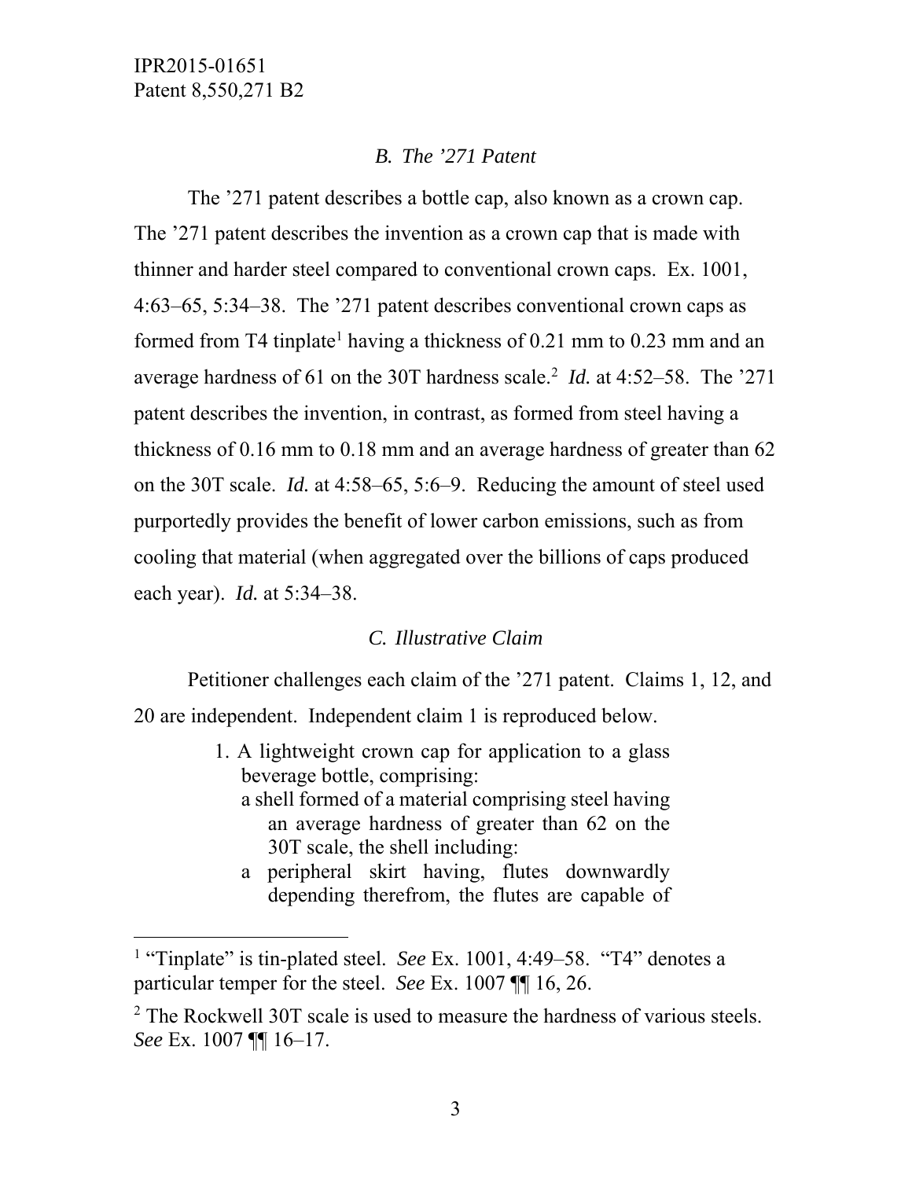### *B. The ’271 Patent*

The ’271 patent describes a bottle cap, also known as a crown cap. The ’271 patent describes the invention as a crown cap that is made with thinner and harder steel compared to conventional crown caps. Ex. 1001, 4:63–65, 5:34–38. The ’271 patent describes conventional crown caps as formed from T4 tinplate[1] having a thickness of 0.21 mm to 0.23 mm and an average hardness of 61 on the 30T hardness scale.[2] *Id.* at 4:52–58. The ’271 patent describes the invention, in contrast, as formed from steel having a thickness of 0.16 mm to 0.18 mm and an average hardness of greater than 62 on the 30T scale. *Id.* at 4:58–65, 5:6–9. Reducing the amount of steel used purportedly provides the benefit of lower carbon emissions, such as from cooling that material (when aggregated over the billions of caps produced each year). *Id.* at 5:34–38.

### *C. Illustrative Claim*

Petitioner challenges each claim of the ’271 patent. Claims 1, 12, and 20 are independent. Independent claim 1 is reproduced below.

> 1. A lightweight crown cap for application to a glass beverage bottle, comprising:
>
> a shell formed of a material comprising steel having an average hardness of greater than 62 on the 30T scale, the shell including:
>
> a peripheral skirt having, flutes downwardly depending therefrom, the flutes are capable of

[1] “Tinplate” is tin-plated steel. *See* Ex. 1001, 4:49–58. “T4” denotes a particular temper for the steel. *See* Ex. 1007 ¶¶ 16, 26.

[2] The Rockwell 30T scale is used to measure the hardness of various steels. *See* Ex. 1007 ¶¶ 16–17.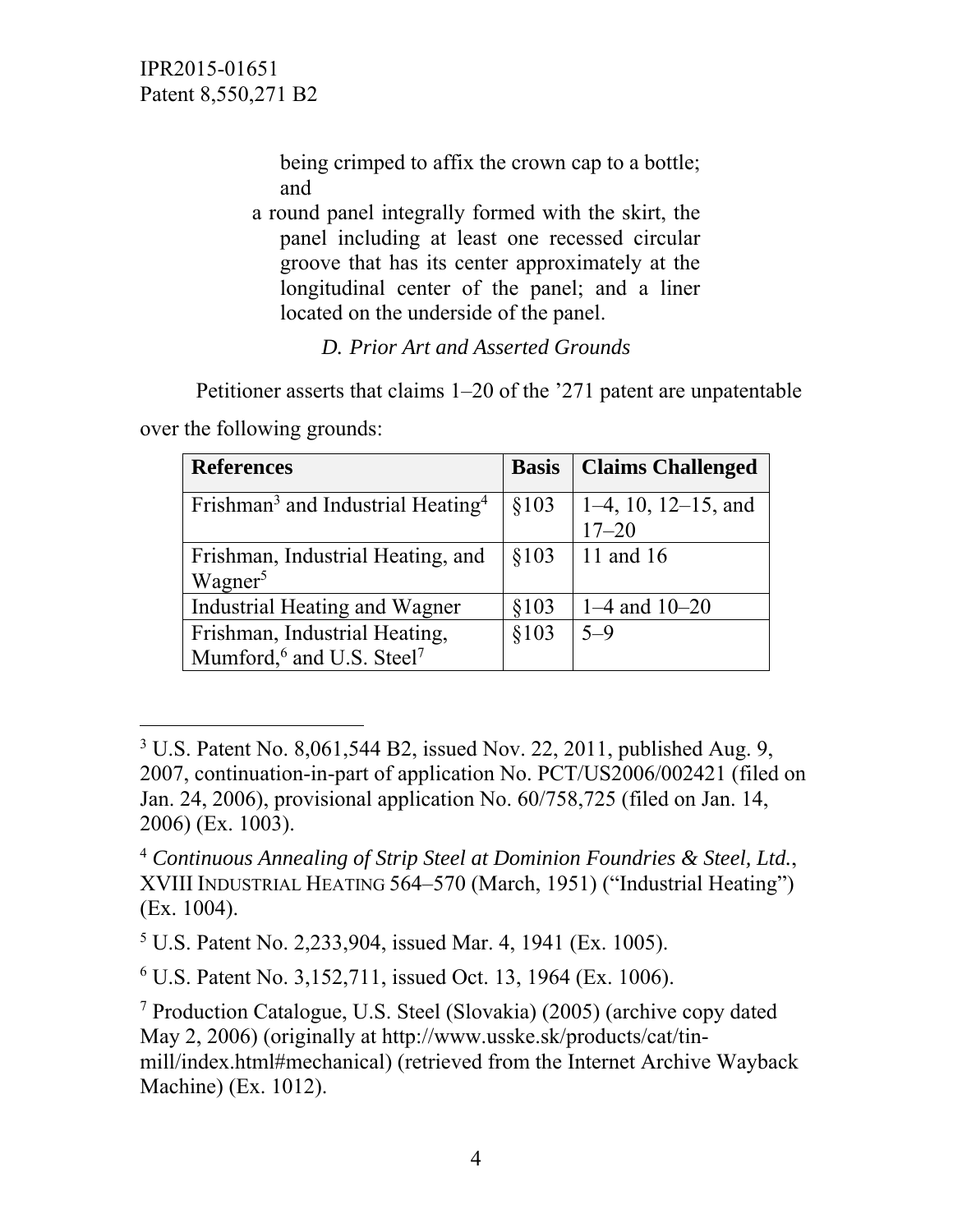being crimped to affix the crown cap to a bottle; and

a round panel integrally formed with the skirt, the panel including at least one recessed circular groove that has its center approximately at the longitudinal center of the panel; and a liner located on the underside of the panel.

### *D. Prior Art and Asserted Grounds*

Petitioner asserts that claims 1–20 of the ’271 patent are unpatentable over the following grounds:

| References | Basis | Claims Challenged |
|---|---|---|
| Frishman[3] and Industrial Heating[4] | §103 | 1–4, 10, 12–15, and 17–20 |
| Frishman, Industrial Heating, and Wagner[5] | §103 | 11 and 16 |
| Industrial Heating and Wagner | §103 | 1–4 and 10–20 |
| Frishman, Industrial Heating, Mumford,[6] and U.S. Steel[7] | §103 | 5–9 |

[3] U.S. Patent No. 8,061,544 B2, issued Nov. 22, 2011, published Aug. 9, 2007, continuation-in-part of application No. PCT/US2006/002421 (filed on Jan. 24, 2006), provisional application No. 60/758,725 (filed on Jan. 14, 2006) (Ex. 1003).

[4] *Continuous Annealing of Strip Steel at Dominion Foundries & Steel, Ltd.*, XVIII INDUSTRIAL HEATING 564–570 (March, 1951) (“Industrial Heating”) (Ex. 1004).

[5] U.S. Patent No. 2,233,904, issued Mar. 4, 1941 (Ex. 1005).

[6] U.S. Patent No. 3,152,711, issued Oct. 13, 1964 (Ex. 1006).

[7] Production Catalogue, U.S. Steel (Slovakia) (2005) (archive copy dated May 2, 2006) (originally at http://www.usske.sk/products/cat/tin-mill/index.html#mechanical) (retrieved from the Internet Archive Wayback Machine) (Ex. 1012).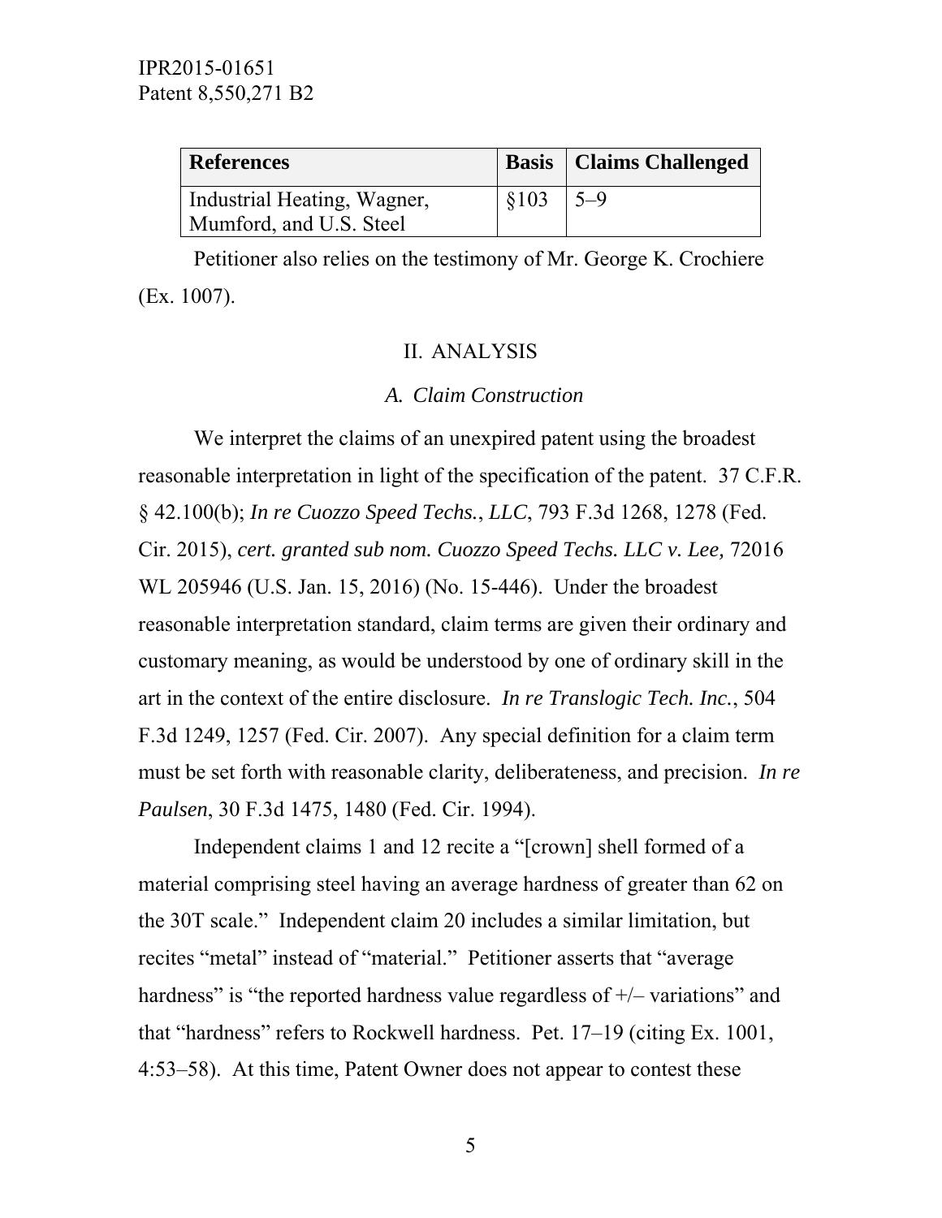| References | Basis | Claims Challenged |
|---|---|---|
| Industrial Heating, Wagner, Mumford, and U.S. Steel | §103 | 5–9 |

Petitioner also relies on the testimony of Mr. George K. Crochiere (Ex. 1007).

## II. ANALYSIS

### *A. Claim Construction*

We interpret the claims of an unexpired patent using the broadest reasonable interpretation in light of the specification of the patent. 37 C.F.R. § 42.100(b); *In re Cuozzo Speed Techs.*, *LLC*, 793 F.3d 1268, 1278 (Fed. Cir. 2015), *cert. granted sub nom. Cuozzo Speed Techs. LLC v. Lee,* 72016 WL 205946 (U.S. Jan. 15, 2016) (No. 15-446). Under the broadest reasonable interpretation standard, claim terms are given their ordinary and customary meaning, as would be understood by one of ordinary skill in the art in the context of the entire disclosure. *In re Translogic Tech. Inc.*, 504 F.3d 1249, 1257 (Fed. Cir. 2007). Any special definition for a claim term must be set forth with reasonable clarity, deliberateness, and precision. *In re Paulsen*, 30 F.3d 1475, 1480 (Fed. Cir. 1994).

Independent claims 1 and 12 recite a "[crown] shell formed of a material comprising steel having an average hardness of greater than 62 on the 30T scale." Independent claim 20 includes a similar limitation, but recites "metal" instead of "material." Petitioner asserts that "average hardness" is "the reported hardness value regardless of +/– variations" and that "hardness" refers to Rockwell hardness. Pet. 17–19 (citing Ex. 1001, 4:53–58). At this time, Patent Owner does not appear to contest these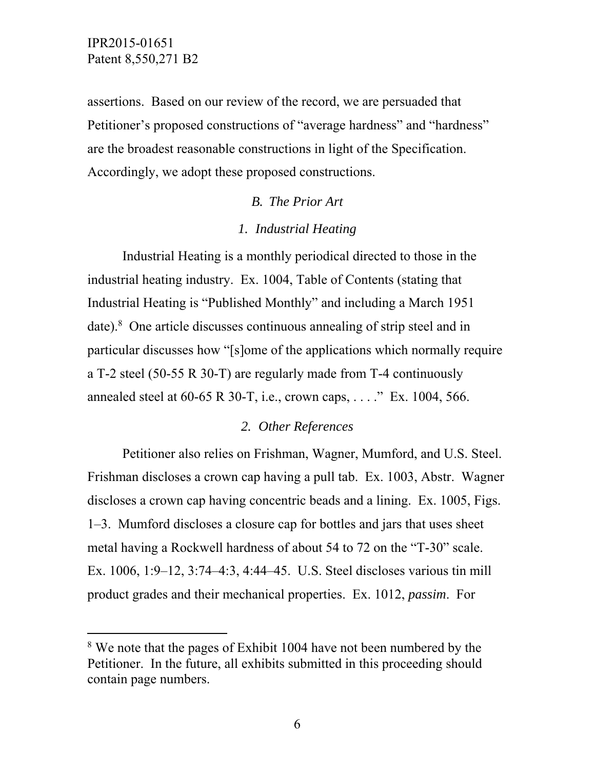assertions. Based on our review of the record, we are persuaded that Petitioner's proposed constructions of "average hardness" and "hardness" are the broadest reasonable constructions in light of the Specification. Accordingly, we adopt these proposed constructions.

### *B. The Prior Art*

#### *1. Industrial Heating*

Industrial Heating is a monthly periodical directed to those in the industrial heating industry. Ex. 1004, Table of Contents (stating that Industrial Heating is "Published Monthly" and including a March 1951 date).[8] One article discusses continuous annealing of strip steel and in particular discusses how "[s]ome of the applications which normally require a T-2 steel (50-55 R 30-T) are regularly made from T-4 continuously annealed steel at 60-65 R 30-T, i.e., crown caps, . . . ." Ex. 1004, 566.

#### *2. Other References*

Petitioner also relies on Frishman, Wagner, Mumford, and U.S. Steel. Frishman discloses a crown cap having a pull tab. Ex. 1003, Abstr. Wagner discloses a crown cap having concentric beads and a lining. Ex. 1005, Figs. 1–3. Mumford discloses a closure cap for bottles and jars that uses sheet metal having a Rockwell hardness of about 54 to 72 on the "T-30" scale. Ex. 1006, 1:9–12, 3:74–4:3, 4:44–45. U.S. Steel discloses various tin mill product grades and their mechanical properties. Ex. 1012, *passim*. For

---

[8] We note that the pages of Exhibit 1004 have not been numbered by the Petitioner. In the future, all exhibits submitted in this proceeding should contain page numbers.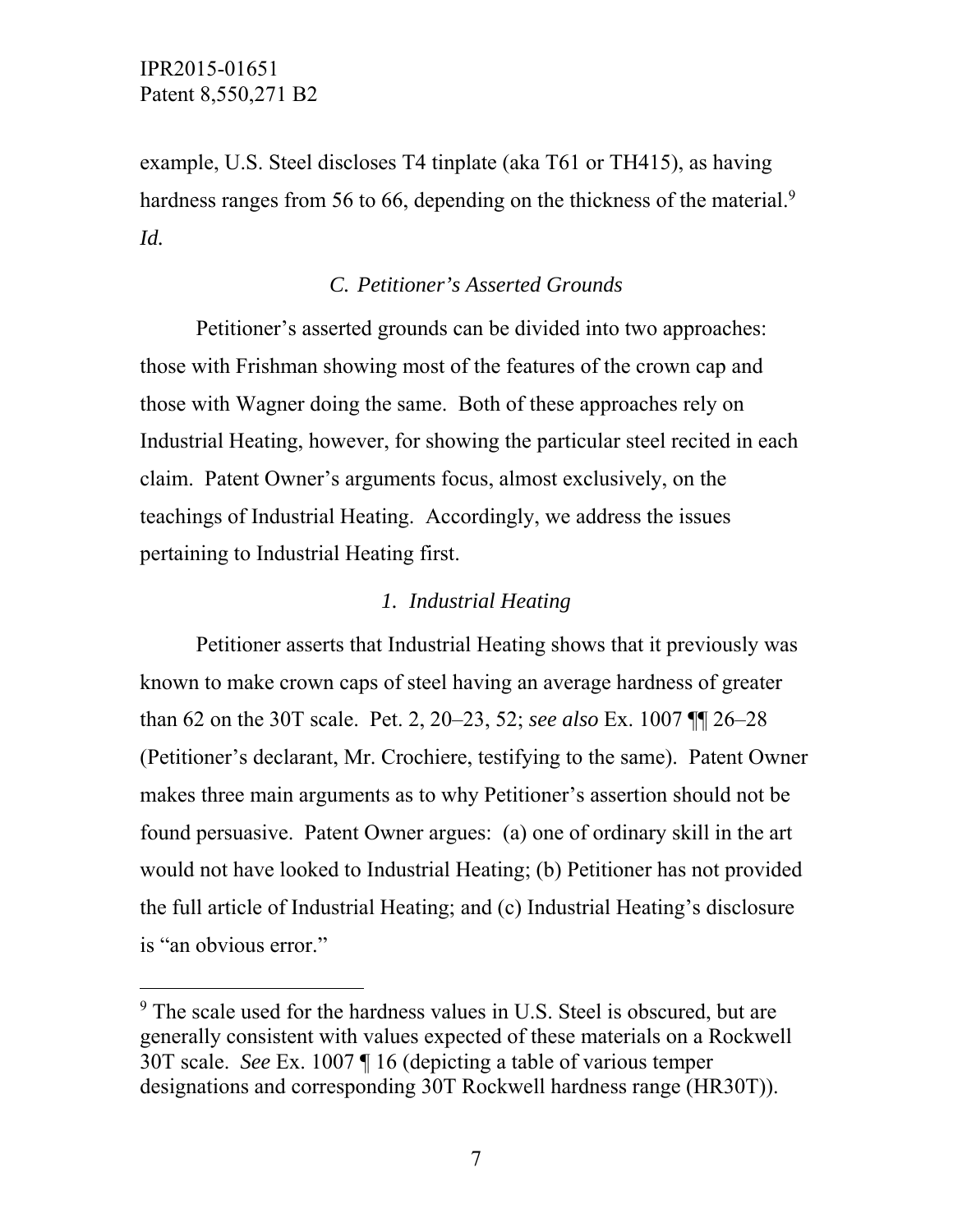example, U.S. Steel discloses T4 tinplate (aka T61 or TH415), as having hardness ranges from 56 to 66, depending on the thickness of the material.[9] *Id.*

### *C. Petitioner's Asserted Grounds*

Petitioner's asserted grounds can be divided into two approaches: those with Frishman showing most of the features of the crown cap and those with Wagner doing the same. Both of these approaches rely on Industrial Heating, however, for showing the particular steel recited in each claim. Patent Owner's arguments focus, almost exclusively, on the teachings of Industrial Heating. Accordingly, we address the issues pertaining to Industrial Heating first.

#### *1. Industrial Heating*

Petitioner asserts that Industrial Heating shows that it previously was known to make crown caps of steel having an average hardness of greater than 62 on the 30T scale. Pet. 2, 20–23, 52; *see also* Ex. 1007 ¶¶ 26–28 (Petitioner's declarant, Mr. Crochiere, testifying to the same). Patent Owner makes three main arguments as to why Petitioner's assertion should not be found persuasive. Patent Owner argues: (a) one of ordinary skill in the art would not have looked to Industrial Heating; (b) Petitioner has not provided the full article of Industrial Heating; and (c) Industrial Heating's disclosure is "an obvious error."

---

[9] The scale used for the hardness values in U.S. Steel is obscured, but are generally consistent with values expected of these materials on a Rockwell 30T scale. *See* Ex. 1007 ¶ 16 (depicting a table of various temper designations and corresponding 30T Rockwell hardness range (HR30T)).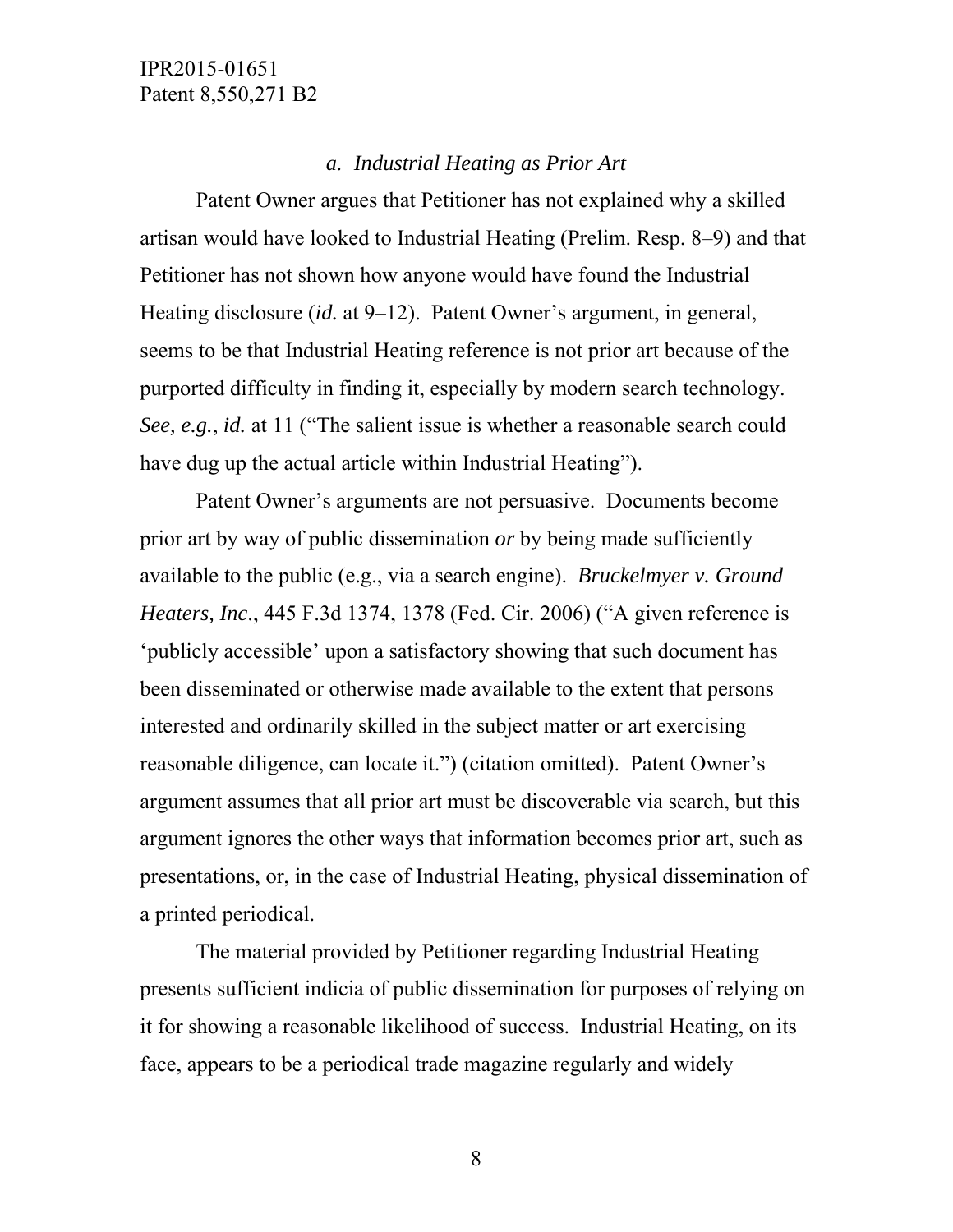### *a. Industrial Heating as Prior Art*

Patent Owner argues that Petitioner has not explained why a skilled artisan would have looked to Industrial Heating (Prelim. Resp. 8–9) and that Petitioner has not shown how anyone would have found the Industrial Heating disclosure (*id.* at 9–12). Patent Owner's argument, in general, seems to be that Industrial Heating reference is not prior art because of the purported difficulty in finding it, especially by modern search technology. *See, e.g.*, *id.* at 11 ("The salient issue is whether a reasonable search could have dug up the actual article within Industrial Heating").

Patent Owner's arguments are not persuasive. Documents become prior art by way of public dissemination *or* by being made sufficiently available to the public (e.g., via a search engine). *Bruckelmyer v. Ground Heaters, Inc*., 445 F.3d 1374, 1378 (Fed. Cir. 2006) ("A given reference is 'publicly accessible' upon a satisfactory showing that such document has been disseminated or otherwise made available to the extent that persons interested and ordinarily skilled in the subject matter or art exercising reasonable diligence, can locate it.") (citation omitted). Patent Owner's argument assumes that all prior art must be discoverable via search, but this argument ignores the other ways that information becomes prior art, such as presentations, or, in the case of Industrial Heating, physical dissemination of a printed periodical.

The material provided by Petitioner regarding Industrial Heating presents sufficient indicia of public dissemination for purposes of relying on it for showing a reasonable likelihood of success. Industrial Heating, on its face, appears to be a periodical trade magazine regularly and widely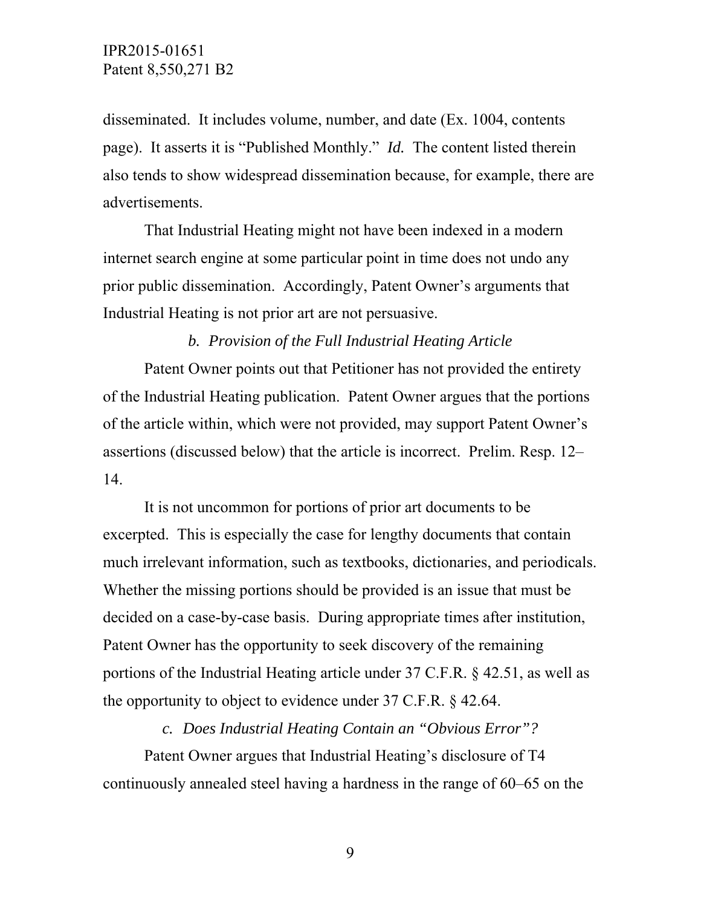disseminated. It includes volume, number, and date (Ex. 1004, contents page). It asserts it is "Published Monthly." *Id.* The content listed therein also tends to show widespread dissemination because, for example, there are advertisements.

That Industrial Heating might not have been indexed in a modern internet search engine at some particular point in time does not undo any prior public dissemination. Accordingly, Patent Owner's arguments that Industrial Heating is not prior art are not persuasive.

*b. Provision of the Full Industrial Heating Article*

Patent Owner points out that Petitioner has not provided the entirety of the Industrial Heating publication. Patent Owner argues that the portions of the article within, which were not provided, may support Patent Owner's assertions (discussed below) that the article is incorrect. Prelim. Resp. 12–14.

It is not uncommon for portions of prior art documents to be excerpted. This is especially the case for lengthy documents that contain much irrelevant information, such as textbooks, dictionaries, and periodicals. Whether the missing portions should be provided is an issue that must be decided on a case-by-case basis. During appropriate times after institution, Patent Owner has the opportunity to seek discovery of the remaining portions of the Industrial Heating article under 37 C.F.R. § 42.51, as well as the opportunity to object to evidence under 37 C.F.R. § 42.64.

*c. Does Industrial Heating Contain an "Obvious Error"?*

Patent Owner argues that Industrial Heating's disclosure of T4 continuously annealed steel having a hardness in the range of 60–65 on the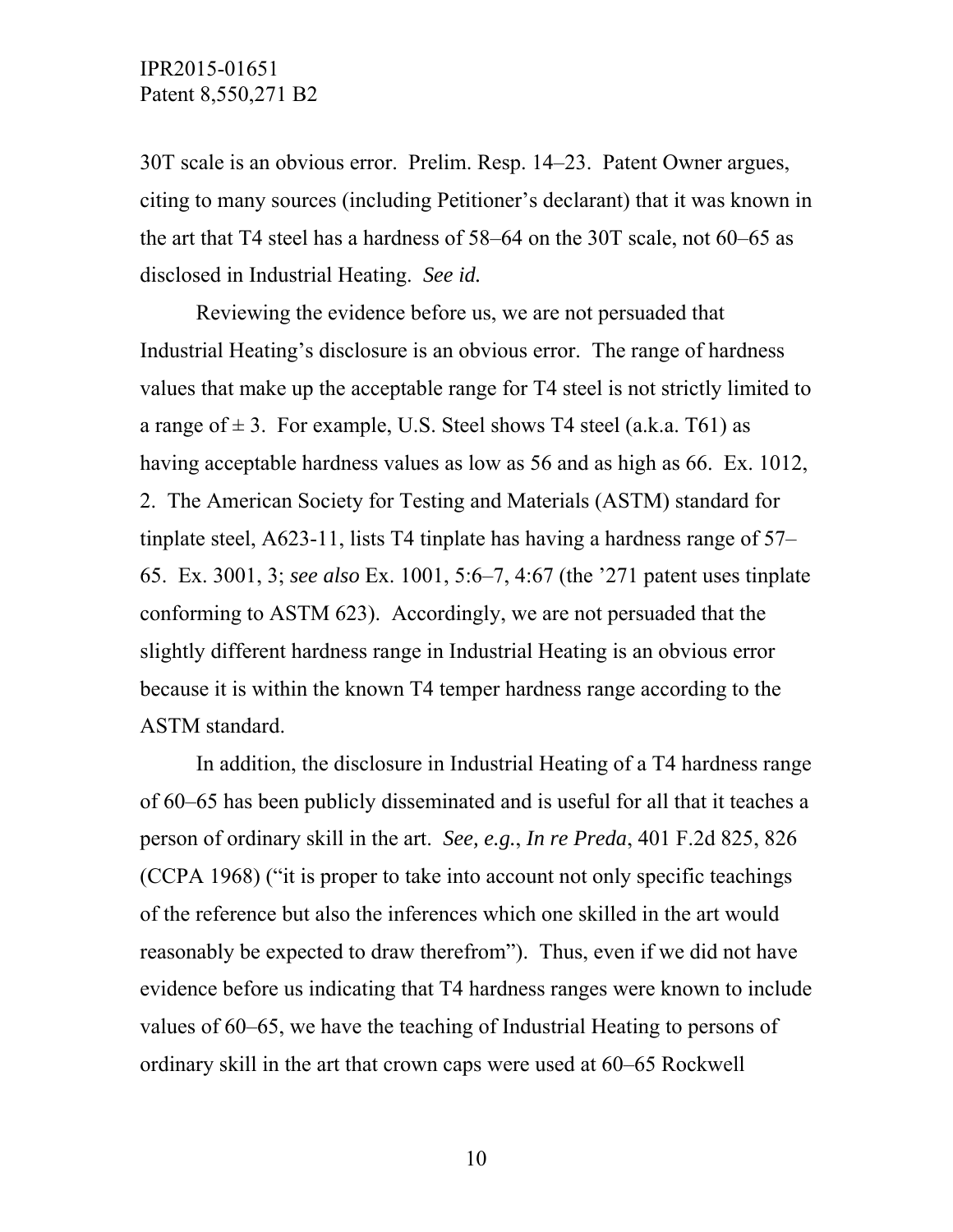30T scale is an obvious error. Prelim. Resp. 14–23. Patent Owner argues, citing to many sources (including Petitioner's declarant) that it was known in the art that T4 steel has a hardness of 58–64 on the 30T scale, not 60–65 as disclosed in Industrial Heating. *See id.*

Reviewing the evidence before us, we are not persuaded that Industrial Heating's disclosure is an obvious error. The range of hardness values that make up the acceptable range for T4 steel is not strictly limited to a range of ± 3. For example, U.S. Steel shows T4 steel (a.k.a. T61) as having acceptable hardness values as low as 56 and as high as 66. Ex. 1012, 2. The American Society for Testing and Materials (ASTM) standard for tinplate steel, A623-11, lists T4 tinplate has having a hardness range of 57–65. Ex. 3001, 3; *see also* Ex. 1001, 5:6–7, 4:67 (the '271 patent uses tinplate conforming to ASTM 623). Accordingly, we are not persuaded that the slightly different hardness range in Industrial Heating is an obvious error because it is within the known T4 temper hardness range according to the ASTM standard.

In addition, the disclosure in Industrial Heating of a T4 hardness range of 60–65 has been publicly disseminated and is useful for all that it teaches a person of ordinary skill in the art. *See, e.g.*, *In re Preda*, 401 F.2d 825, 826 (CCPA 1968) ("it is proper to take into account not only specific teachings of the reference but also the inferences which one skilled in the art would reasonably be expected to draw therefrom"). Thus, even if we did not have evidence before us indicating that T4 hardness ranges were known to include values of 60–65, we have the teaching of Industrial Heating to persons of ordinary skill in the art that crown caps were used at 60–65 Rockwell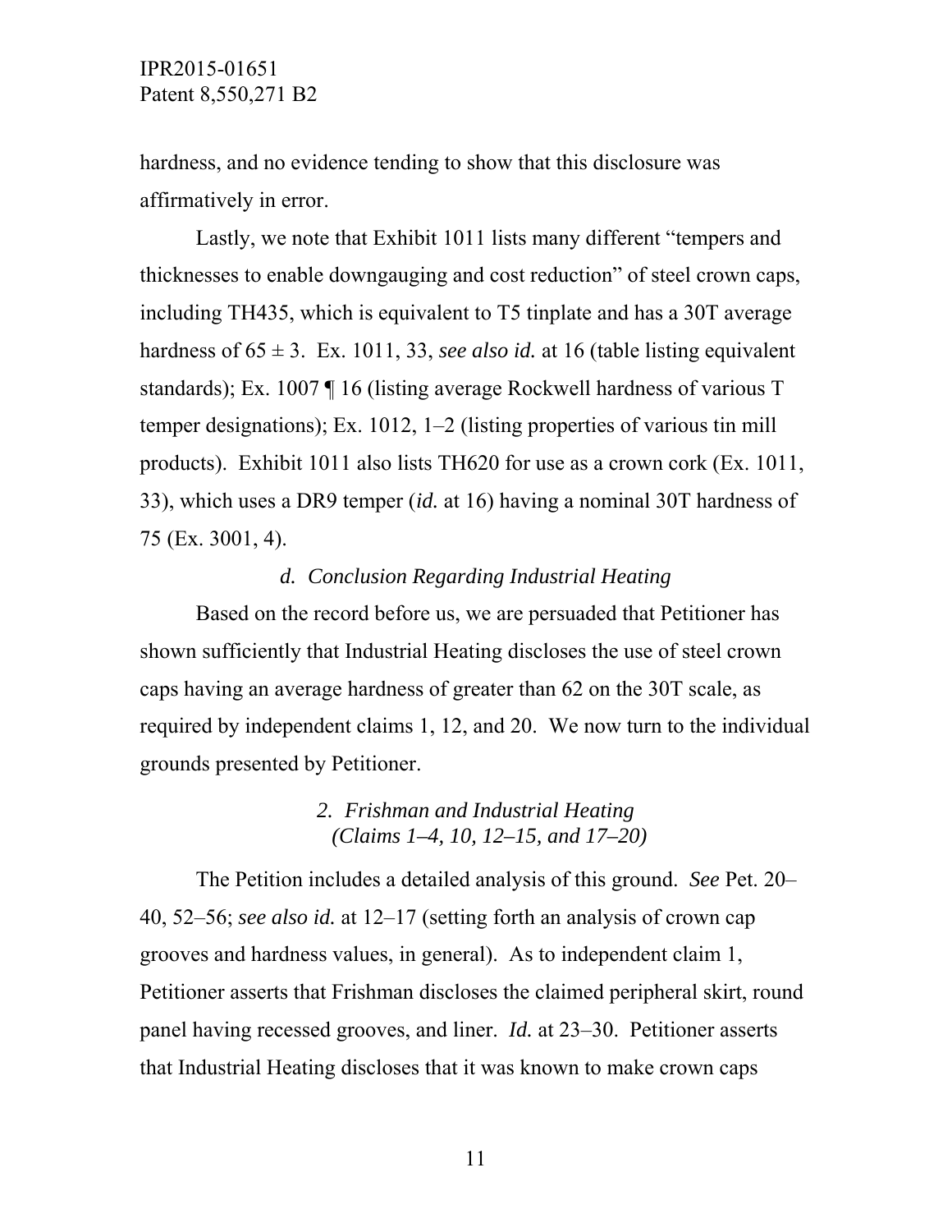hardness, and no evidence tending to show that this disclosure was affirmatively in error.

Lastly, we note that Exhibit 1011 lists many different "tempers and thicknesses to enable downgauging and cost reduction" of steel crown caps, including TH435, which is equivalent to T5 tinplate and has a 30T average hardness of 65 ± 3. Ex. 1011, 33, *see also id.* at 16 (table listing equivalent standards); Ex. 1007 ¶ 16 (listing average Rockwell hardness of various T temper designations); Ex. 1012, 1–2 (listing properties of various tin mill products). Exhibit 1011 also lists TH620 for use as a crown cork (Ex. 1011, 33), which uses a DR9 temper (*id.* at 16) having a nominal 30T hardness of 75 (Ex. 3001, 4).

#### *d. Conclusion Regarding Industrial Heating*

Based on the record before us, we are persuaded that Petitioner has shown sufficiently that Industrial Heating discloses the use of steel crown caps having an average hardness of greater than 62 on the 30T scale, as required by independent claims 1, 12, and 20. We now turn to the individual grounds presented by Petitioner.

### *2. Frishman and Industrial Heating (Claims 1–4, 10, 12–15, and 17–20)*

The Petition includes a detailed analysis of this ground. *See* Pet. 20–40, 52–56; *see also id.* at 12–17 (setting forth an analysis of crown cap grooves and hardness values, in general). As to independent claim 1, Petitioner asserts that Frishman discloses the claimed peripheral skirt, round panel having recessed grooves, and liner. *Id.* at 23–30. Petitioner asserts that Industrial Heating discloses that it was known to make crown caps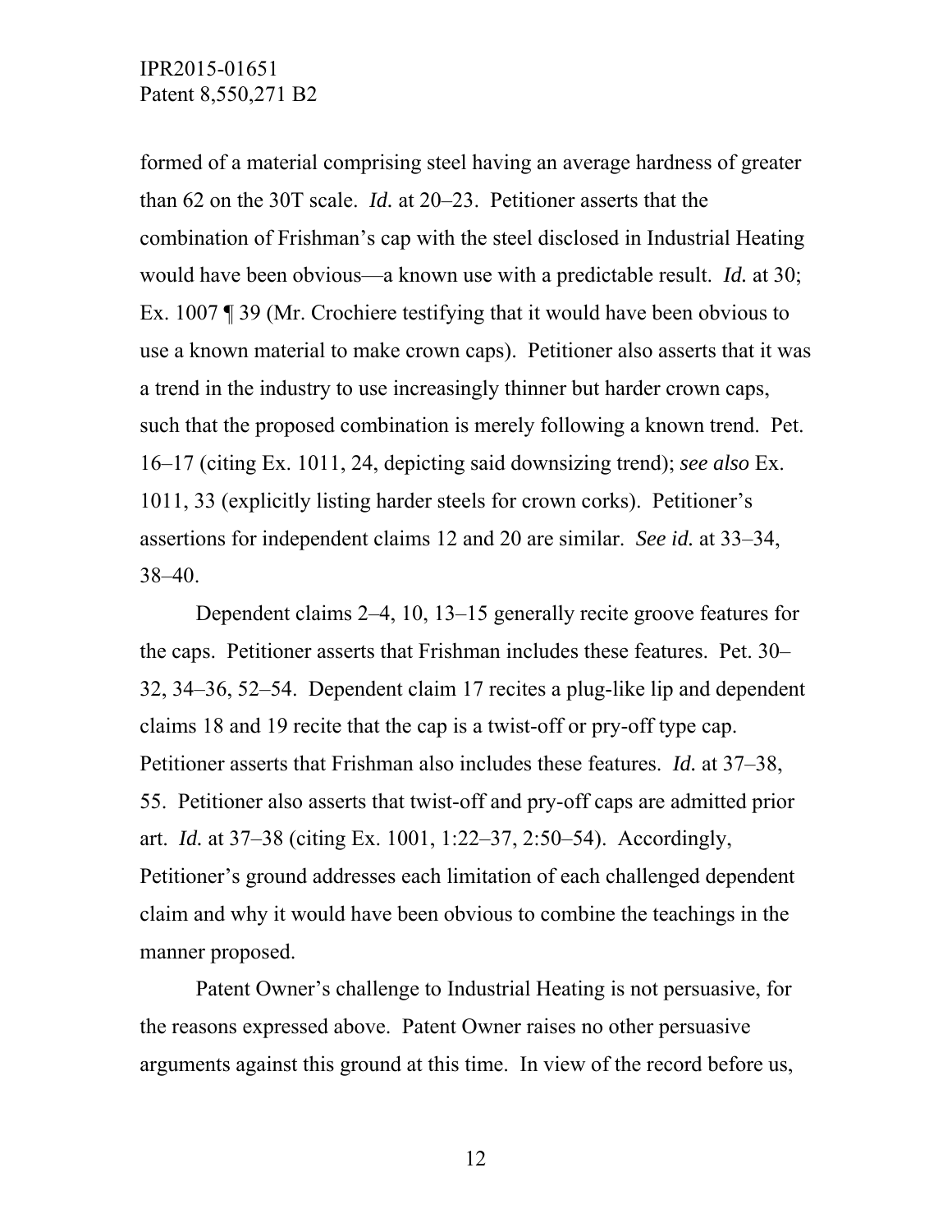formed of a material comprising steel having an average hardness of greater than 62 on the 30T scale. *Id.* at 20–23. Petitioner asserts that the combination of Frishman's cap with the steel disclosed in Industrial Heating would have been obvious—a known use with a predictable result. *Id.* at 30; Ex. 1007 ¶ 39 (Mr. Crochiere testifying that it would have been obvious to use a known material to make crown caps). Petitioner also asserts that it was a trend in the industry to use increasingly thinner but harder crown caps, such that the proposed combination is merely following a known trend. Pet. 16–17 (citing Ex. 1011, 24, depicting said downsizing trend); *see also* Ex. 1011, 33 (explicitly listing harder steels for crown corks). Petitioner's assertions for independent claims 12 and 20 are similar. *See id.* at 33–34, 38–40.

Dependent claims 2–4, 10, 13–15 generally recite groove features for the caps. Petitioner asserts that Frishman includes these features. Pet. 30–32, 34–36, 52–54. Dependent claim 17 recites a plug-like lip and dependent claims 18 and 19 recite that the cap is a twist-off or pry-off type cap. Petitioner asserts that Frishman also includes these features. *Id.* at 37–38, 55. Petitioner also asserts that twist-off and pry-off caps are admitted prior art. *Id.* at 37–38 (citing Ex. 1001, 1:22–37, 2:50–54). Accordingly, Petitioner's ground addresses each limitation of each challenged dependent claim and why it would have been obvious to combine the teachings in the manner proposed.

Patent Owner's challenge to Industrial Heating is not persuasive, for the reasons expressed above. Patent Owner raises no other persuasive arguments against this ground at this time. In view of the record before us,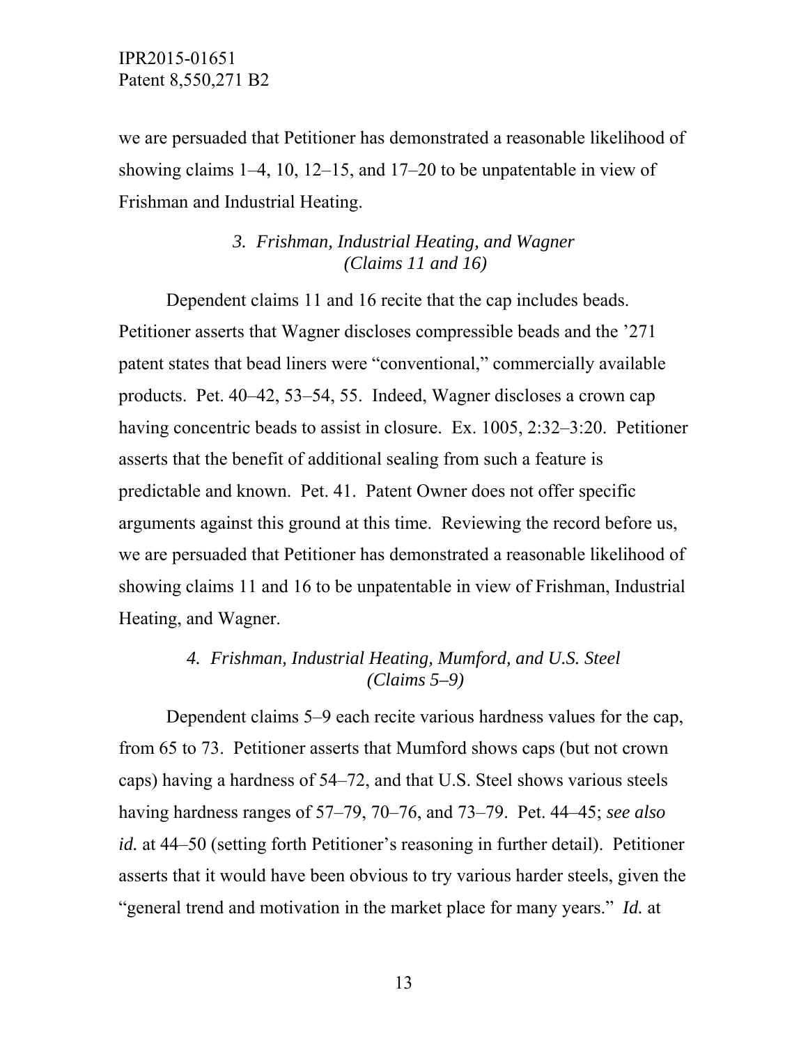we are persuaded that Petitioner has demonstrated a reasonable likelihood of showing claims 1–4, 10, 12–15, and 17–20 to be unpatentable in view of Frishman and Industrial Heating.

### *3. Frishman, Industrial Heating, and Wagner (Claims 11 and 16)*

Dependent claims 11 and 16 recite that the cap includes beads. Petitioner asserts that Wagner discloses compressible beads and the '271 patent states that bead liners were "conventional," commercially available products. Pet. 40–42, 53–54, 55. Indeed, Wagner discloses a crown cap having concentric beads to assist in closure. Ex. 1005, 2:32–3:20. Petitioner asserts that the benefit of additional sealing from such a feature is predictable and known. Pet. 41. Patent Owner does not offer specific arguments against this ground at this time. Reviewing the record before us, we are persuaded that Petitioner has demonstrated a reasonable likelihood of showing claims 11 and 16 to be unpatentable in view of Frishman, Industrial Heating, and Wagner.

### *4. Frishman, Industrial Heating, Mumford, and U.S. Steel (Claims 5–9)*

Dependent claims 5–9 each recite various hardness values for the cap, from 65 to 73. Petitioner asserts that Mumford shows caps (but not crown caps) having a hardness of 54–72, and that U.S. Steel shows various steels having hardness ranges of 57–79, 70–76, and 73–79. Pet. 44–45; *see also id.* at 44–50 (setting forth Petitioner's reasoning in further detail). Petitioner asserts that it would have been obvious to try various harder steels, given the "general trend and motivation in the market place for many years." *Id.* at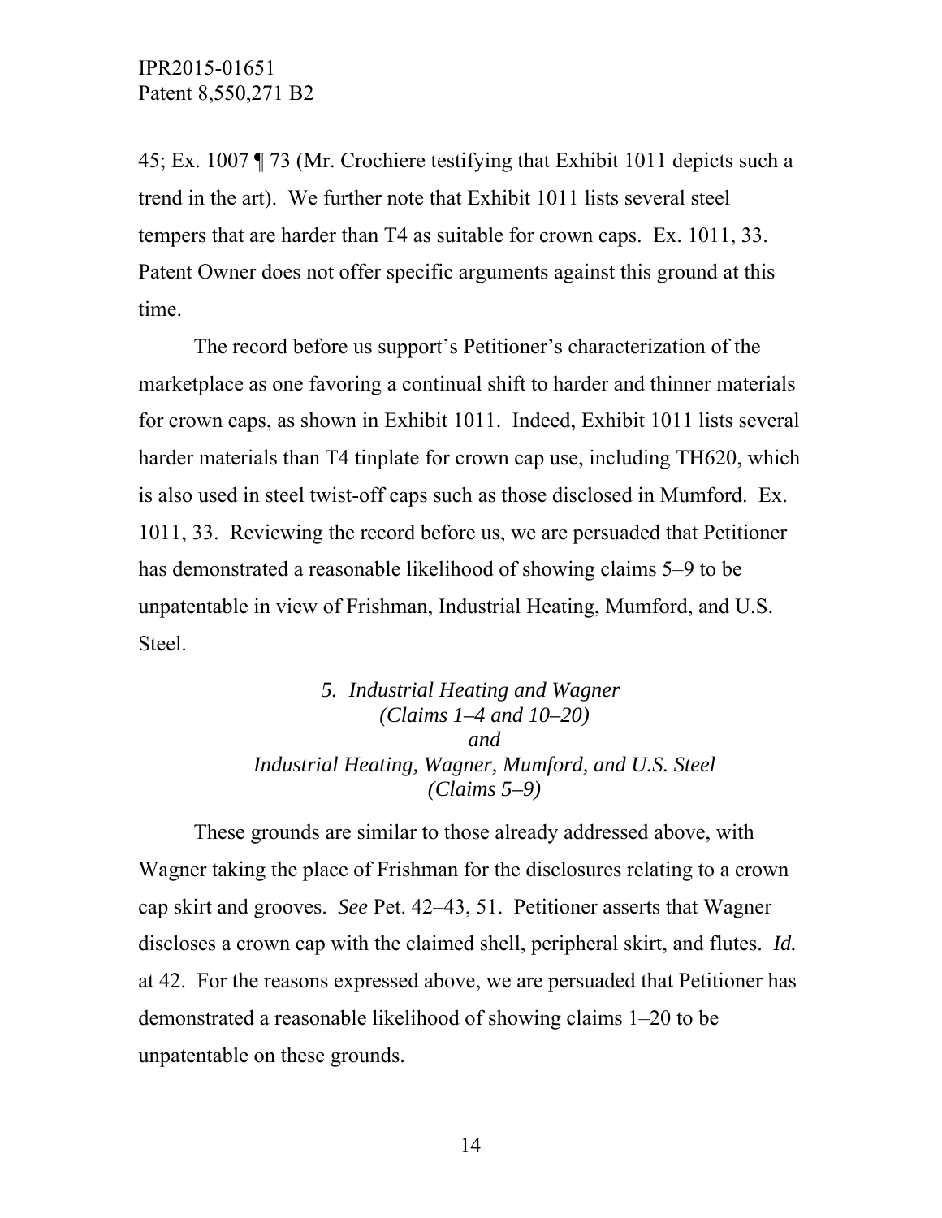45; Ex. 1007 ¶ 73 (Mr. Crochiere testifying that Exhibit 1011 depicts such a trend in the art). We further note that Exhibit 1011 lists several steel tempers that are harder than T4 as suitable for crown caps. Ex. 1011, 33. Patent Owner does not offer specific arguments against this ground at this time.

The record before us support's Petitioner's characterization of the marketplace as one favoring a continual shift to harder and thinner materials for crown caps, as shown in Exhibit 1011. Indeed, Exhibit 1011 lists several harder materials than T4 tinplate for crown cap use, including TH620, which is also used in steel twist-off caps such as those disclosed in Mumford. Ex. 1011, 33. Reviewing the record before us, we are persuaded that Petitioner has demonstrated a reasonable likelihood of showing claims 5–9 to be unpatentable in view of Frishman, Industrial Heating, Mumford, and U.S. Steel.

### *5. Industrial Heating and Wagner (Claims 1–4 and 10–20) and Industrial Heating, Wagner, Mumford, and U.S. Steel (Claims 5–9)*

These grounds are similar to those already addressed above, with Wagner taking the place of Frishman for the disclosures relating to a crown cap skirt and grooves. *See* Pet. 42–43, 51. Petitioner asserts that Wagner discloses a crown cap with the claimed shell, peripheral skirt, and flutes. *Id.* at 42. For the reasons expressed above, we are persuaded that Petitioner has demonstrated a reasonable likelihood of showing claims 1–20 to be unpatentable on these grounds.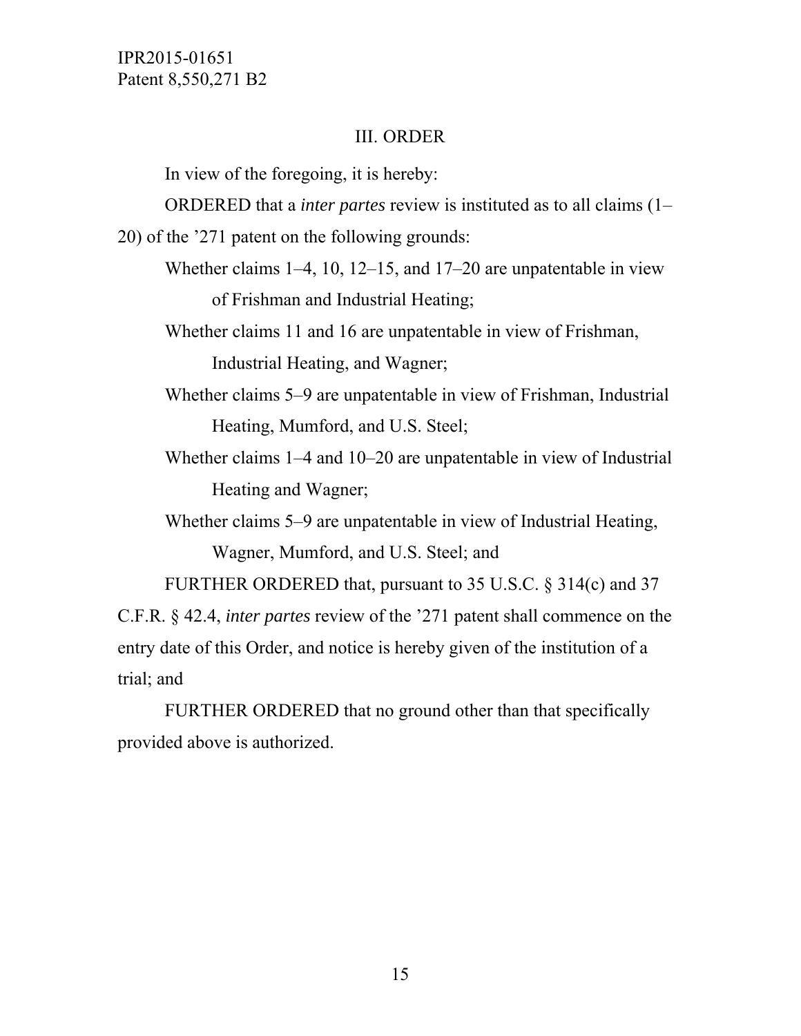## III. ORDER

In view of the foregoing, it is hereby:

ORDERED that a *inter partes* review is instituted as to all claims (1–20) of the ’271 patent on the following grounds:

Whether claims 1–4, 10, 12–15, and 17–20 are unpatentable in view of Frishman and Industrial Heating;

Whether claims 11 and 16 are unpatentable in view of Frishman, Industrial Heating, and Wagner;

Whether claims 5–9 are unpatentable in view of Frishman, Industrial Heating, Mumford, and U.S. Steel;

Whether claims 1–4 and 10–20 are unpatentable in view of Industrial Heating and Wagner;

Whether claims 5–9 are unpatentable in view of Industrial Heating, Wagner, Mumford, and U.S. Steel; and

FURTHER ORDERED that, pursuant to 35 U.S.C. § 314(c) and 37 C.F.R. § 42.4, *inter partes* review of the ’271 patent shall commence on the entry date of this Order, and notice is hereby given of the institution of a trial; and

FURTHER ORDERED that no ground other than that specifically provided above is authorized.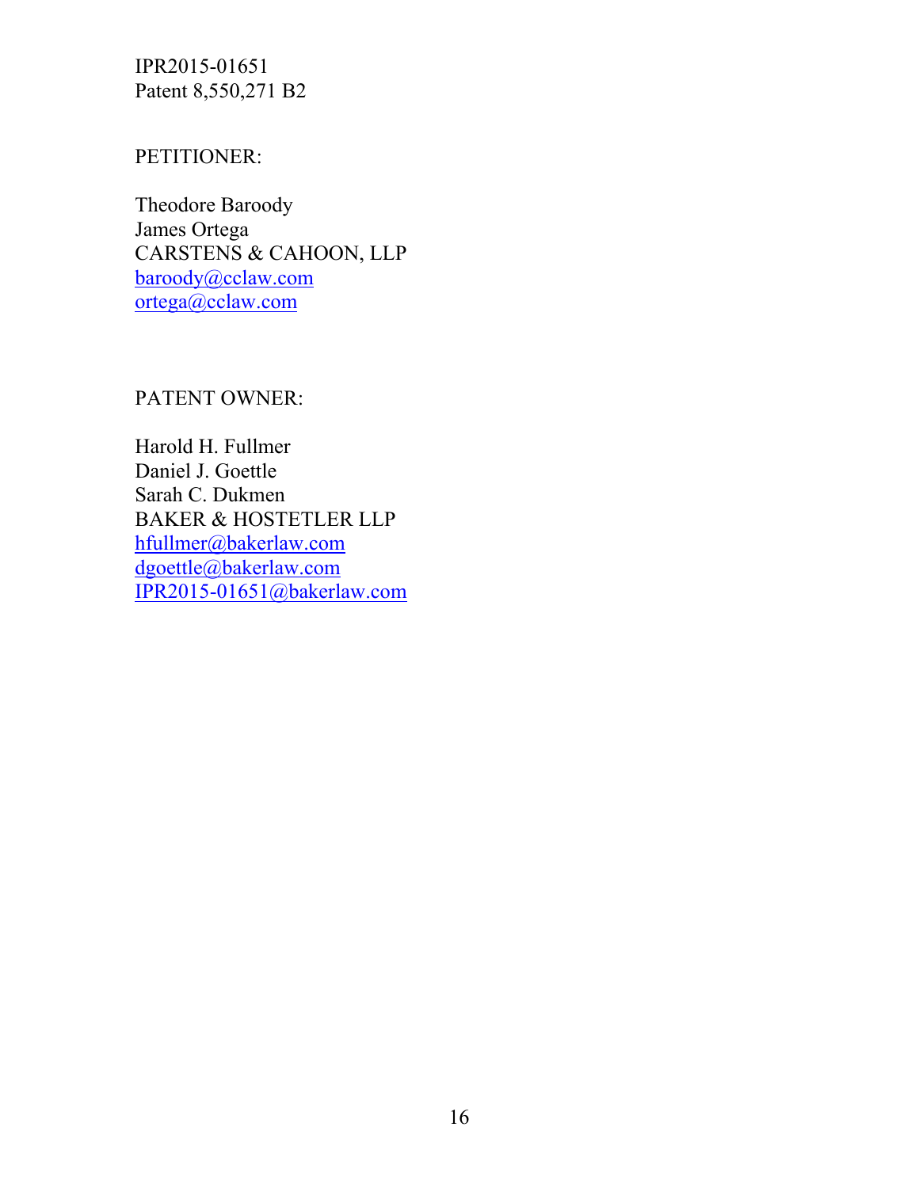PETITIONER:

Theodore Baroody
James Ortega
CARSTENS & CAHOON, LLP
baroody@cclaw.com
ortega@cclaw.com

PATENT OWNER:

Harold H. Fullmer
Daniel J. Goettle
Sarah C. Dukmen
BAKER & HOSTETLER LLP
hfullmer@bakerlaw.com
dgoettle@bakerlaw.com
IPR2015-01651@bakerlaw.com